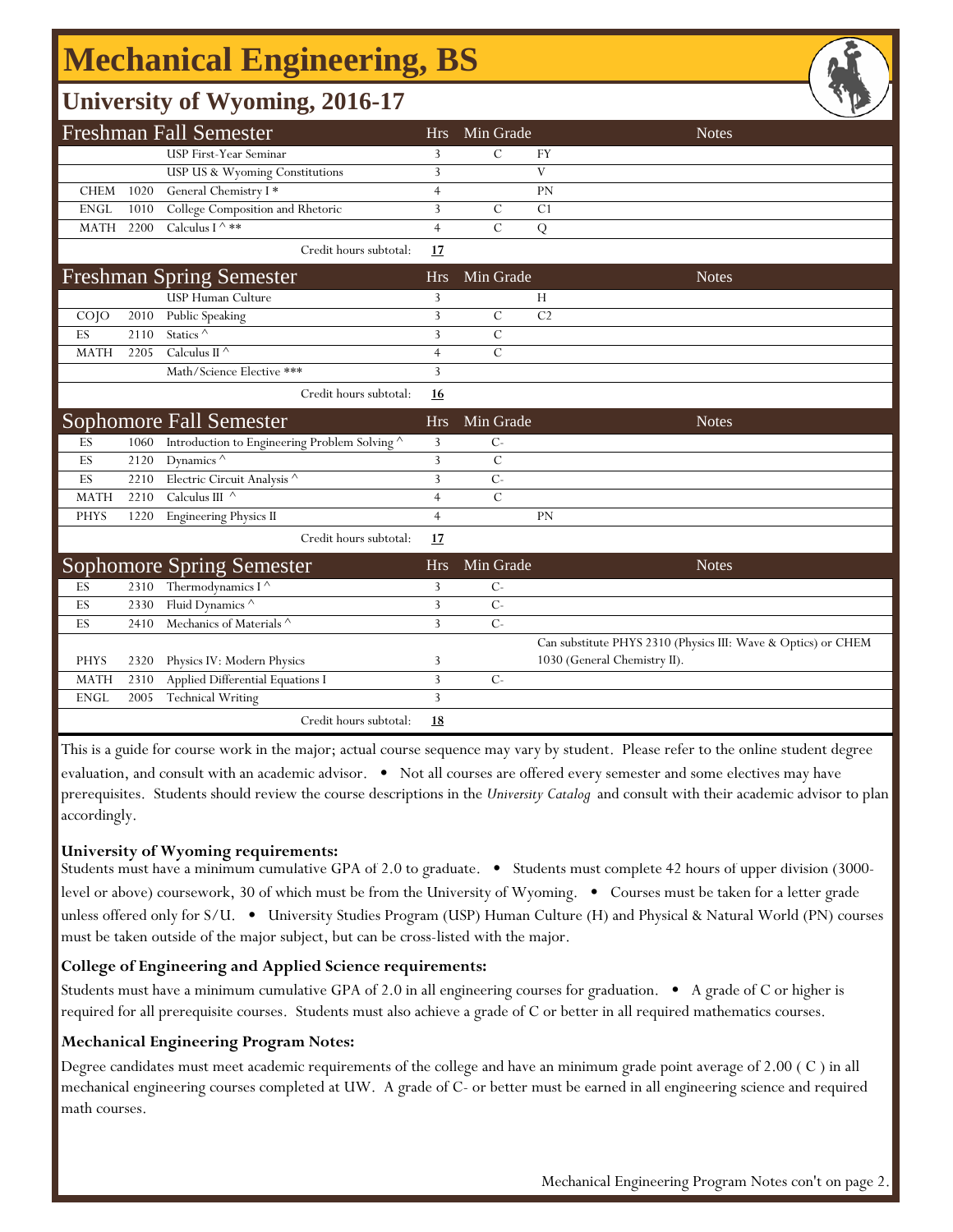# Mechanical Engineering, BS

## University of Wyoming, 2016-17

| Freshman Fall Semester | | | Hrs | Min Grade | Notes |
|---|---|---|---|---|---|
| | | USP First-Year Seminar | 3 | C | FY |
| | | USP US & Wyoming Constitutions | 3 | | V |
| CHEM | 1020 | General Chemistry I * | 4 | | PN |
| ENGL | 1010 | College Composition and Rhetoric | 3 | C | C1 |
| MATH | 2200 | Calculus I ^ ** | 4 | C | Q |
| | | Credit hours subtotal: | **17** | | |

| Freshman Spring Semester | | | Hrs | Min Grade | Notes |
|---|---|---|---|---|---|
| | | USP Human Culture | 3 | | H |
| COJO | 2010 | Public Speaking | 3 | C | C2 |
| ES | 2110 | Statics ^ | 3 | C | |
| MATH | 2205 | Calculus II ^ | 4 | C | |
| | | Math/Science Elective *** | 3 | | |
| | | Credit hours subtotal: | **16** | | |

| Sophomore Fall Semester | | | Hrs | Min Grade | Notes |
|---|---|---|---|---|---|
| ES | 1060 | Introduction to Engineering Problem Solving ^ | 3 | C- | |
| ES | 2120 | Dynamics ^ | 3 | C | |
| ES | 2210 | Electric Circuit Analysis ^ | 3 | C- | |
| MATH | 2210 | Calculus III ^ | 4 | C | |
| PHYS | 1220 | Engineering Physics II | 4 | | PN |
| | | Credit hours subtotal: | **17** | | |

| Sophomore Spring Semester | | | Hrs | Min Grade | Notes |
|---|---|---|---|---|---|
| ES | 2310 | Thermodynamics I ^ | 3 | C- | |
| ES | 2330 | Fluid Dynamics ^ | 3 | C- | |
| ES | 2410 | Mechanics of Materials ^ | 3 | C- | |
| PHYS | 2320 | Physics IV: Modern Physics | 3 | | Can substitute PHYS 2310 (Physics III: Wave & Optics) or CHEM 1030 (General Chemistry II). |
| MATH | 2310 | Applied Differential Equations I | 3 | C- | |
| ENGL | 2005 | Technical Writing | 3 | | |
| | | Credit hours subtotal: | **18** | | |

This is a guide for course work in the major; actual course sequence may vary by student. Please refer to the online student degree evaluation, and consult with an academic advisor. • Not all courses are offered every semester and some electives may have prerequisites. Students should review the course descriptions in the *University Catalog* and consult with their academic advisor to plan accordingly.

**University of Wyoming requirements:**
Students must have a minimum cumulative GPA of 2.0 to graduate. • Students must complete 42 hours of upper division (3000-level or above) coursework, 30 of which must be from the University of Wyoming. • Courses must be taken for a letter grade unless offered only for S/U. • University Studies Program (USP) Human Culture (H) and Physical & Natural World (PN) courses must be taken outside of the major subject, but can be cross-listed with the major.

**College of Engineering and Applied Science requirements:**
Students must have a minimum cumulative GPA of 2.0 in all engineering courses for graduation. • A grade of C or higher is required for all prerequisite courses. Students must also achieve a grade of C or better in all required mathematics courses.

**Mechanical Engineering Program Notes:**
Degree candidates must meet academic requirements of the college and have an minimum grade point average of 2.00 ( C ) in all mechanical engineering courses completed at UW. A grade of C- or better must be earned in all engineering science and required math courses.

Mechanical Engineering Program Notes con't on page 2.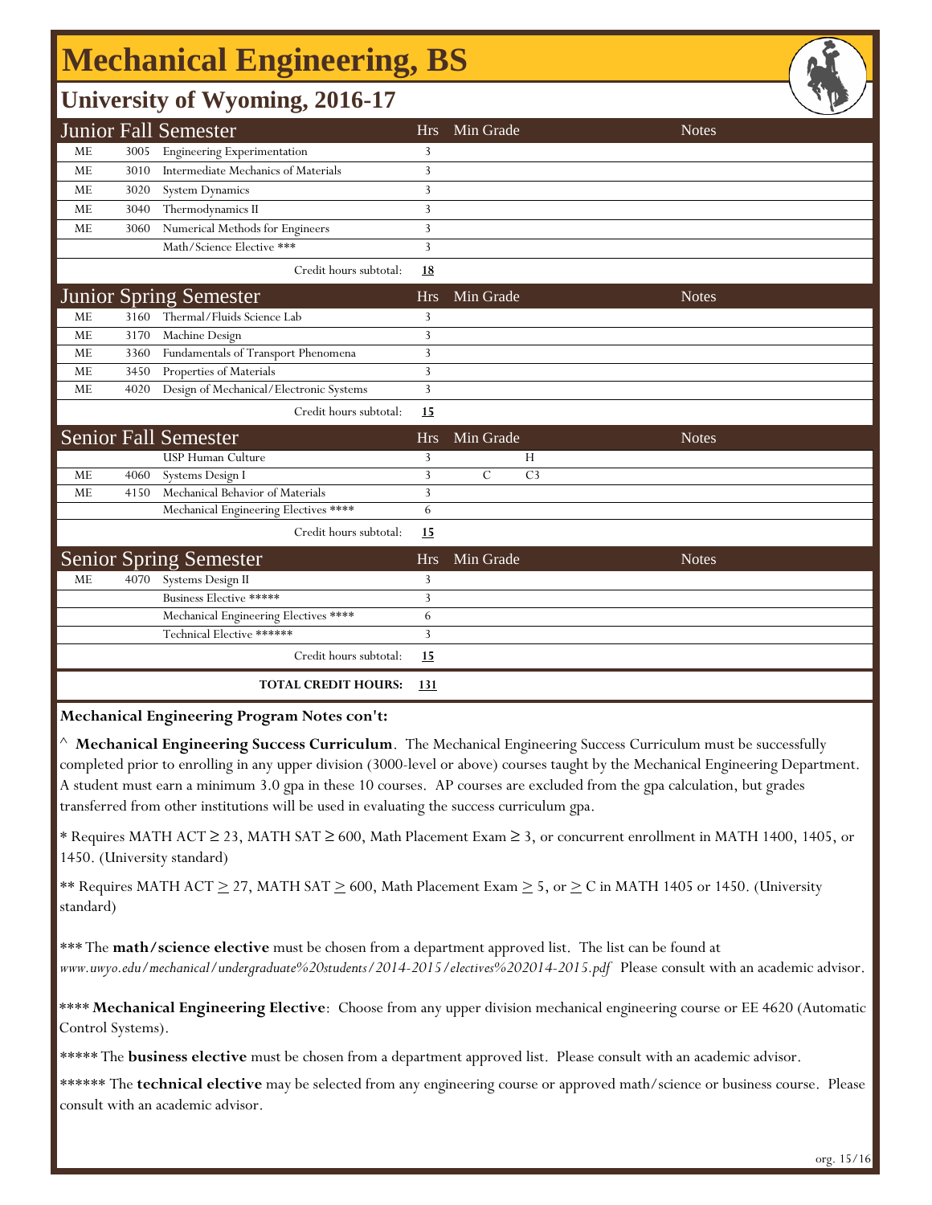# Mechanical Engineering, BS

## University of Wyoming, 2016-17

| Junior Fall Semester | | | Hrs | Min Grade | | Notes |
|---|---|---|---|---|---|---|
| ME | 3005 | Engineering Experimentation | 3 | | | |
| ME | 3010 | Intermediate Mechanics of Materials | 3 | | | |
| ME | 3020 | System Dynamics | 3 | | | |
| ME | 3040 | Thermodynamics II | 3 | | | |
| ME | 3060 | Numerical Methods for Engineers | 3 | | | |
| | | Math/Science Elective *** | 3 | | | |
| | | Credit hours subtotal: | **18** | | | |

| Junior Spring Semester | | | Hrs | Min Grade | | Notes |
|---|---|---|---|---|---|---|
| ME | 3160 | Thermal/Fluids Science Lab | 3 | | | |
| ME | 3170 | Machine Design | 3 | | | |
| ME | 3360 | Fundamentals of Transport Phenomena | 3 | | | |
| ME | 3450 | Properties of Materials | 3 | | | |
| ME | 4020 | Design of Mechanical/Electronic Systems | 3 | | | |
| | | Credit hours subtotal: | **15** | | | |

| Senior Fall Semester | | | Hrs | Min Grade | | Notes |
|---|---|---|---|---|---|---|
| | | USP Human Culture | 3 | | H | |
| ME | 4060 | Systems Design I | 3 | C | C3 | |
| ME | 4150 | Mechanical Behavior of Materials | 3 | | | |
| | | Mechanical Engineering Electives **** | 6 | | | |
| | | Credit hours subtotal: | **15** | | | |

| Senior Spring Semester | | | Hrs | Min Grade | | Notes |
|---|---|---|---|---|---|---|
| ME | 4070 | Systems Design II | 3 | | | |
| | | Business Elective ***** | 3 | | | |
| | | Mechanical Engineering Electives **** | 6 | | | |
| | | Technical Elective ****** | 3 | | | |
| | | Credit hours subtotal: | **15** | | | |
| | | **TOTAL CREDIT HOURS:** | **131** | | | |

**Mechanical Engineering Program Notes con't:**

^ **Mechanical Engineering Success Curriculum**. The Mechanical Engineering Success Curriculum must be successfully completed prior to enrolling in any upper division (3000-level or above) courses taught by the Mechanical Engineering Department. A student must earn a minimum 3.0 gpa in these 10 courses. AP courses are excluded from the gpa calculation, but grades transferred from other institutions will be used in evaluating the success curriculum gpa.

* Requires MATH ACT ≥ 23, MATH SAT ≥ 600, Math Placement Exam ≥ 3, or concurrent enrollment in MATH 1400, 1405, or 1450. (University standard)

** Requires MATH ACT ≥ 27, MATH SAT ≥ 600, Math Placement Exam ≥ 5, or ≥ C in MATH 1405 or 1450. (University standard)

*** The **math/science elective** must be chosen from a department approved list. The list can be found at *www.uwyo.edu/mechanical/undergraduate%20students/2014-2015/electives%202014-2015.pdf* Please consult with an academic advisor.

**** **Mechanical Engineering Elective**: Choose from any upper division mechanical engineering course or EE 4620 (Automatic Control Systems).

***** The **business elective** must be chosen from a department approved list. Please consult with an academic advisor.

****** The **technical elective** may be selected from any engineering course or approved math/science or business course. Please consult with an academic advisor.

org. 15/16